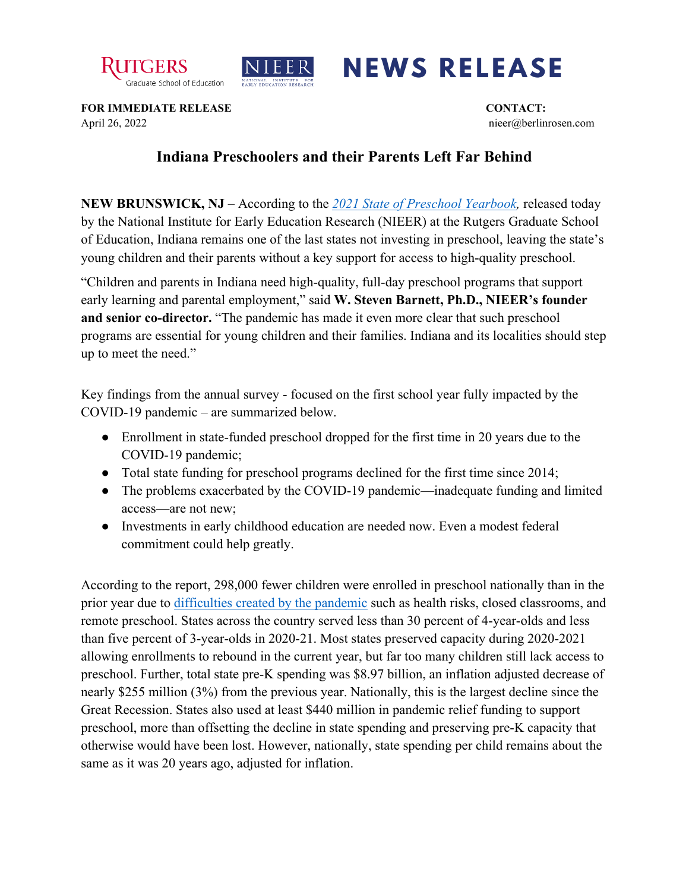Rutgers Graduate School of Education | NIEER National Institute for Early Education Research | **NEWS RELEASE**

**FOR IMMEDIATE RELEASE**
April 26, 2022

**CONTACT:**
nieer@berlinrosen.com

# Indiana Preschoolers and their Parents Left Far Behind

**NEW BRUNSWICK, NJ** – According to the *2021 State of Preschool Yearbook,* released today by the National Institute for Early Education Research (NIEER) at the Rutgers Graduate School of Education, Indiana remains one of the last states not investing in preschool, leaving the state's young children and their parents without a key support for access to high-quality preschool.

"Children and parents in Indiana need high-quality, full-day preschool programs that support early learning and parental employment," said **W. Steven Barnett, Ph.D., NIEER's founder and senior co-director.** "The pandemic has made it even more clear that such preschool programs are essential for young children and their families. Indiana and its localities should step up to meet the need."

Key findings from the annual survey - focused on the first school year fully impacted by the COVID-19 pandemic – are summarized below.

- Enrollment in state-funded preschool dropped for the first time in 20 years due to the COVID-19 pandemic;
- Total state funding for preschool programs declined for the first time since 2014;
- The problems exacerbated by the COVID-19 pandemic—inadequate funding and limited access—are not new;
- Investments in early childhood education are needed now. Even a modest federal commitment could help greatly.

According to the report, 298,000 fewer children were enrolled in preschool nationally than in the prior year due to difficulties created by the pandemic such as health risks, closed classrooms, and remote preschool. States across the country served less than 30 percent of 4-year-olds and less than five percent of 3-year-olds in 2020-21. Most states preserved capacity during 2020-2021 allowing enrollments to rebound in the current year, but far too many children still lack access to preschool. Further, total state pre-K spending was $8.97 billion, an inflation adjusted decrease of nearly $255 million (3%) from the previous year. Nationally, this is the largest decline since the Great Recession. States also used at least $440 million in pandemic relief funding to support preschool, more than offsetting the decline in state spending and preserving pre-K capacity that otherwise would have been lost. However, nationally, state spending per child remains about the same as it was 20 years ago, adjusted for inflation.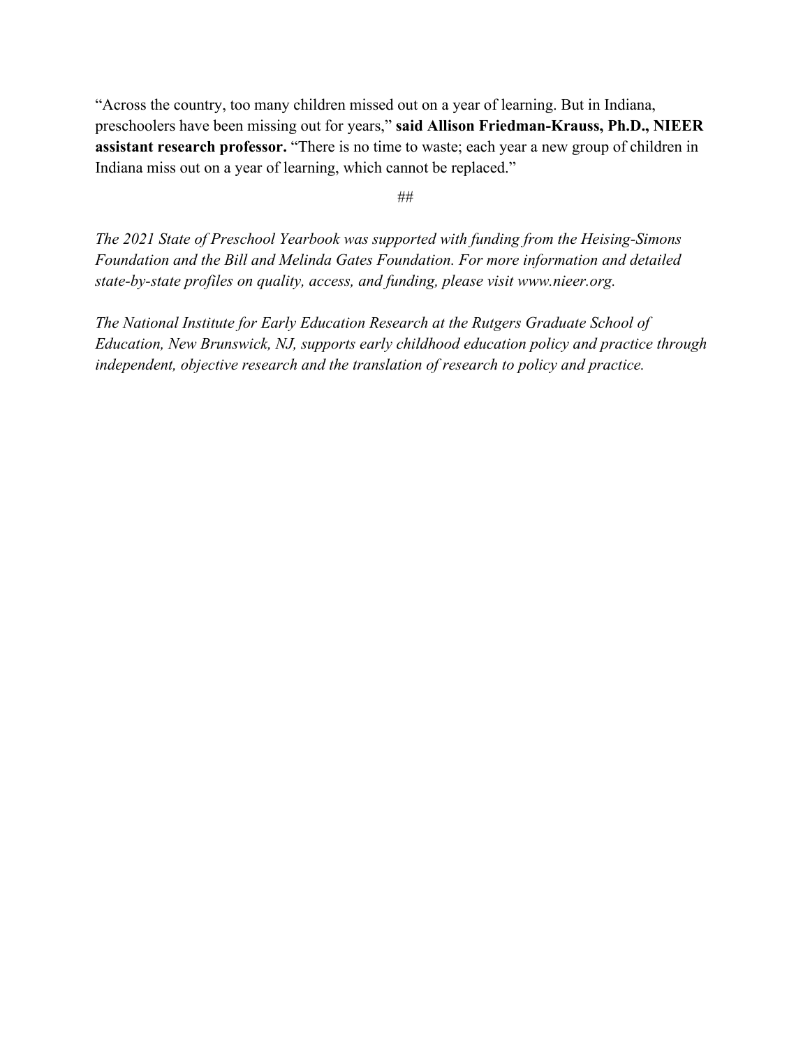"Across the country, too many children missed out on a year of learning. But in Indiana, preschoolers have been missing out for years," **said Allison Friedman-Krauss, Ph.D., NIEER assistant research professor.** "There is no time to waste; each year a new group of children in Indiana miss out on a year of learning, which cannot be replaced."

##

*The 2021 State of Preschool Yearbook was supported with funding from the Heising-Simons Foundation and the Bill and Melinda Gates Foundation. For more information and detailed state-by-state profiles on quality, access, and funding, please visit www.nieer.org.*

*The National Institute for Early Education Research at the Rutgers Graduate School of Education, New Brunswick, NJ, supports early childhood education policy and practice through independent, objective research and the translation of research to policy and practice.*